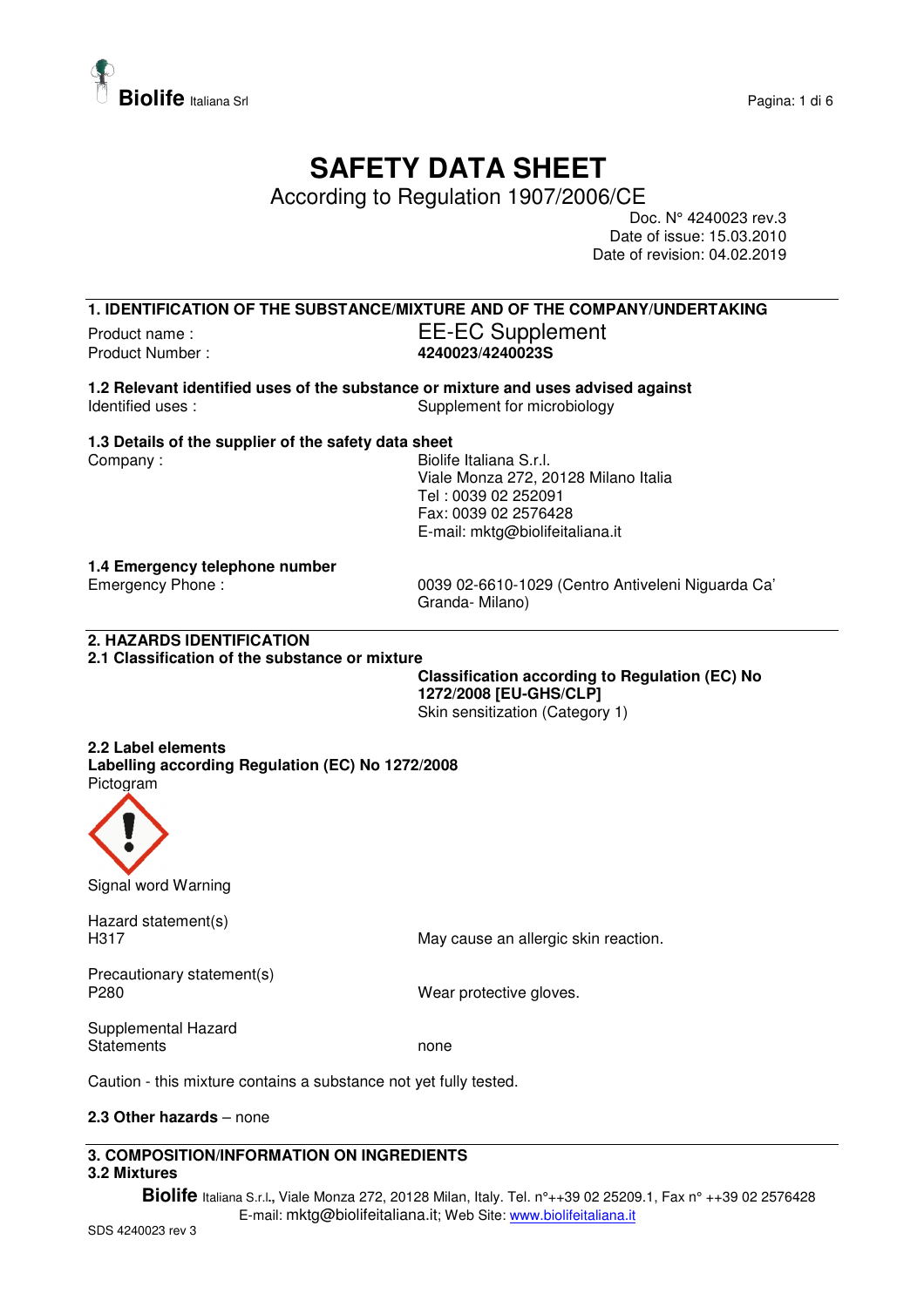# SAFETY DATA SHEET

According to Regulation 1907/2006/CE

Doc. N° 4240023 rev.3
Date of issue: 15.03.2010
Date of revision: 04.02.2019

## 1. IDENTIFICATION OF THE SUBSTANCE/MIXTURE AND OF THE COMPANY/UNDERTAKING

Product name : EE-EC Supplement
Product Number : **4240023/4240023S**

### 1.2 Relevant identified uses of the substance or mixture and uses advised against

Identified uses : Supplement for microbiology

### 1.3 Details of the supplier of the safety data sheet

Company : Biolife Italiana S.r.l.
Viale Monza 272, 20128 Milano Italia
Tel : 0039 02 252091
Fax: 0039 02 2576428
E-mail: mktg@biolifeitaliana.it

### 1.4 Emergency telephone number

Emergency Phone : 0039 02-6610-1029 (Centro Antiveleni Niguarda Ca' Granda- Milano)

## 2. HAZARDS IDENTIFICATION

### 2.1 Classification of the substance or mixture

**Classification according to Regulation (EC) No 1272/2008 [EU-GHS/CLP]**
Skin sensitization (Category 1)

### 2.2 Label elements

**Labelling according Regulation (EC) No 1272/2008**

Pictogram

Signal word Warning

Hazard statement(s)
H317 May cause an allergic skin reaction.

Precautionary statement(s)
P280 Wear protective gloves.

Supplemental Hazard Statements none

Caution - this mixture contains a substance not yet fully tested.

**2.3 Other hazards** – none

## 3. COMPOSITION/INFORMATION ON INGREDIENTS

### 3.2 Mixtures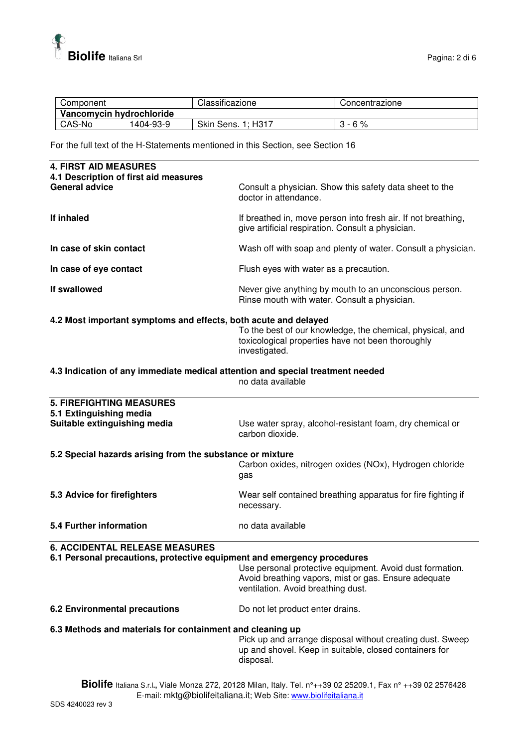| Component | | Classificazione | Concentrazione |
|---|---|---|---|
| **Vancomycin hydrochloride** | | | |
| CAS-No | 1404-93-9 | Skin Sens. 1; H317 | 3 - 6 % |

For the full text of the H-Statements mentioned in this Section, see Section 16

## 4. FIRST AID MEASURES

### 4.1 Description of first aid measures

**General advice**
Consult a physician. Show this safety data sheet to the doctor in attendance.

**If inhaled**
If breathed in, move person into fresh air. If not breathing, give artificial respiration. Consult a physician.

**In case of skin contact**
Wash off with soap and plenty of water. Consult a physician.

**In case of eye contact**
Flush eyes with water as a precaution.

**If swallowed**
Never give anything by mouth to an unconscious person. Rinse mouth with water. Consult a physician.

### 4.2 Most important symptoms and effects, both acute and delayed

To the best of our knowledge, the chemical, physical, and toxicological properties have not been thoroughly investigated.

### 4.3 Indication of any immediate medical attention and special treatment needed

no data available

## 5. FIREFIGHTING MEASURES

### 5.1 Extinguishing media

**Suitable extinguishing media**
Use water spray, alcohol-resistant foam, dry chemical or carbon dioxide.

### 5.2 Special hazards arising from the substance or mixture

Carbon oxides, nitrogen oxides (NOx), Hydrogen chloride gas

### 5.3 Advice for firefighters

Wear self contained breathing apparatus for fire fighting if necessary.

### 5.4 Further information

no data available

## 6. ACCIDENTAL RELEASE MEASURES

### 6.1 Personal precautions, protective equipment and emergency procedures

Use personal protective equipment. Avoid dust formation. Avoid breathing vapors, mist or gas. Ensure adequate ventilation. Avoid breathing dust.

### 6.2 Environmental precautions

Do not let product enter drains.

### 6.3 Methods and materials for containment and cleaning up

Pick up and arrange disposal without creating dust. Sweep up and shovel. Keep in suitable, closed containers for disposal.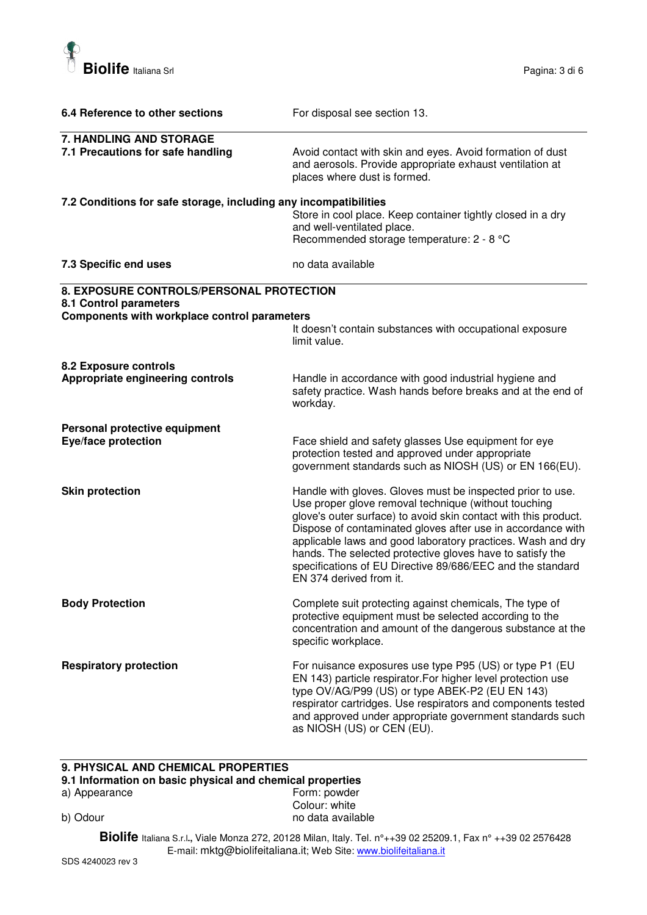**6.4 Reference to other sections** For disposal see section 13.

## 7. HANDLING AND STORAGE

**7.1 Precautions for safe handling** Avoid contact with skin and eyes. Avoid formation of dust and aerosols. Provide appropriate exhaust ventilation at places where dust is formed.

**7.2 Conditions for safe storage, including any incompatibilities**
Store in cool place. Keep container tightly closed in a dry and well-ventilated place.
Recommended storage temperature: 2 - 8 °C

**7.3 Specific end uses** no data available

## 8. EXPOSURE CONTROLS/PERSONAL PROTECTION

**8.1 Control parameters**
**Components with workplace control parameters**
It doesn't contain substances with occupational exposure limit value.

**8.2 Exposure controls**
**Appropriate engineering controls** Handle in accordance with good industrial hygiene and safety practice. Wash hands before breaks and at the end of workday.

**Personal protective equipment**
**Eye/face protection** Face shield and safety glasses Use equipment for eye protection tested and approved under appropriate government standards such as NIOSH (US) or EN 166(EU).

**Skin protection** Handle with gloves. Gloves must be inspected prior to use. Use proper glove removal technique (without touching glove's outer surface) to avoid skin contact with this product. Dispose of contaminated gloves after use in accordance with applicable laws and good laboratory practices. Wash and dry hands. The selected protective gloves have to satisfy the specifications of EU Directive 89/686/EEC and the standard EN 374 derived from it.

**Body Protection** Complete suit protecting against chemicals, The type of protective equipment must be selected according to the concentration and amount of the dangerous substance at the specific workplace.

**Respiratory protection** For nuisance exposures use type P95 (US) or type P1 (EU EN 143) particle respirator.For higher level protection use type OV/AG/P99 (US) or type ABEK-P2 (EU EN 143) respirator cartridges. Use respirators and components tested and approved under appropriate government standards such as NIOSH (US) or CEN (EU).

## 9. PHYSICAL AND CHEMICAL PROPERTIES

**9.1 Information on basic physical and chemical properties**

a) Appearance Form: powder
Colour: white

b) Odour no data available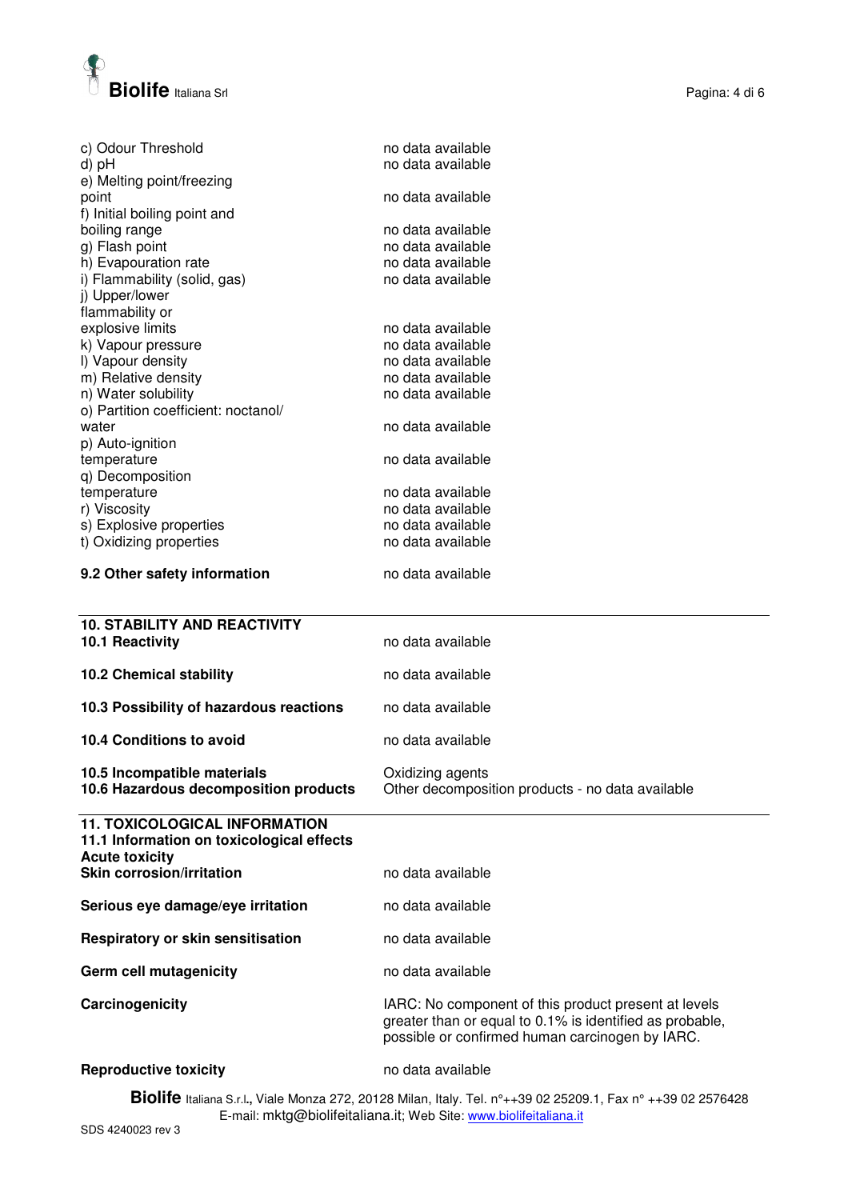| | |
|---|---|
| c) Odour Threshold | no data available |
| d) pH | no data available |
| e) Melting point/freezing point | no data available |
| f) Initial boiling point and boiling range | no data available |
| g) Flash point | no data available |
| h) Evapouration rate | no data available |
| i) Flammability (solid, gas) | no data available |
| j) Upper/lower flammability or explosive limits | no data available |
| k) Vapour pressure | no data available |
| l) Vapour density | no data available |
| m) Relative density | no data available |
| n) Water solubility | no data available |
| o) Partition coefficient: noctanol/ water | no data available |
| p) Auto-ignition temperature | no data available |
| q) Decomposition temperature | no data available |
| r) Viscosity | no data available |
| s) Explosive properties | no data available |
| t) Oxidizing properties | no data available |

**9.2 Other safety information** no data available

## 10. STABILITY AND REACTIVITY

**10.1 Reactivity** no data available

**10.2 Chemical stability** no data available

**10.3 Possibility of hazardous reactions** no data available

**10.4 Conditions to avoid** no data available

**10.5 Incompatible materials** Oxidizing agents

**10.6 Hazardous decomposition products** Other decomposition products - no data available

## 11. TOXICOLOGICAL INFORMATION

**11.1 Information on toxicological effects**

**Acute toxicity**

**Skin corrosion/irritation** no data available

**Serious eye damage/eye irritation** no data available

**Respiratory or skin sensitisation** no data available

**Germ cell mutagenicity** no data available

**Carcinogenicity** IARC: No component of this product present at levels greater than or equal to 0.1% is identified as probable, possible or confirmed human carcinogen by IARC.

**Reproductive toxicity** no data available

**Biolife** Italiana S.r.l.**,** Viale Monza 272, 20128 Milan, Italy. Tel. n°++39 02 25209.1, Fax n° ++39 02 2576428
E-mail: mktg@biolifeitaliana.it; Web Site: www.biolifeitaliana.it

SDS 4240023 rev 3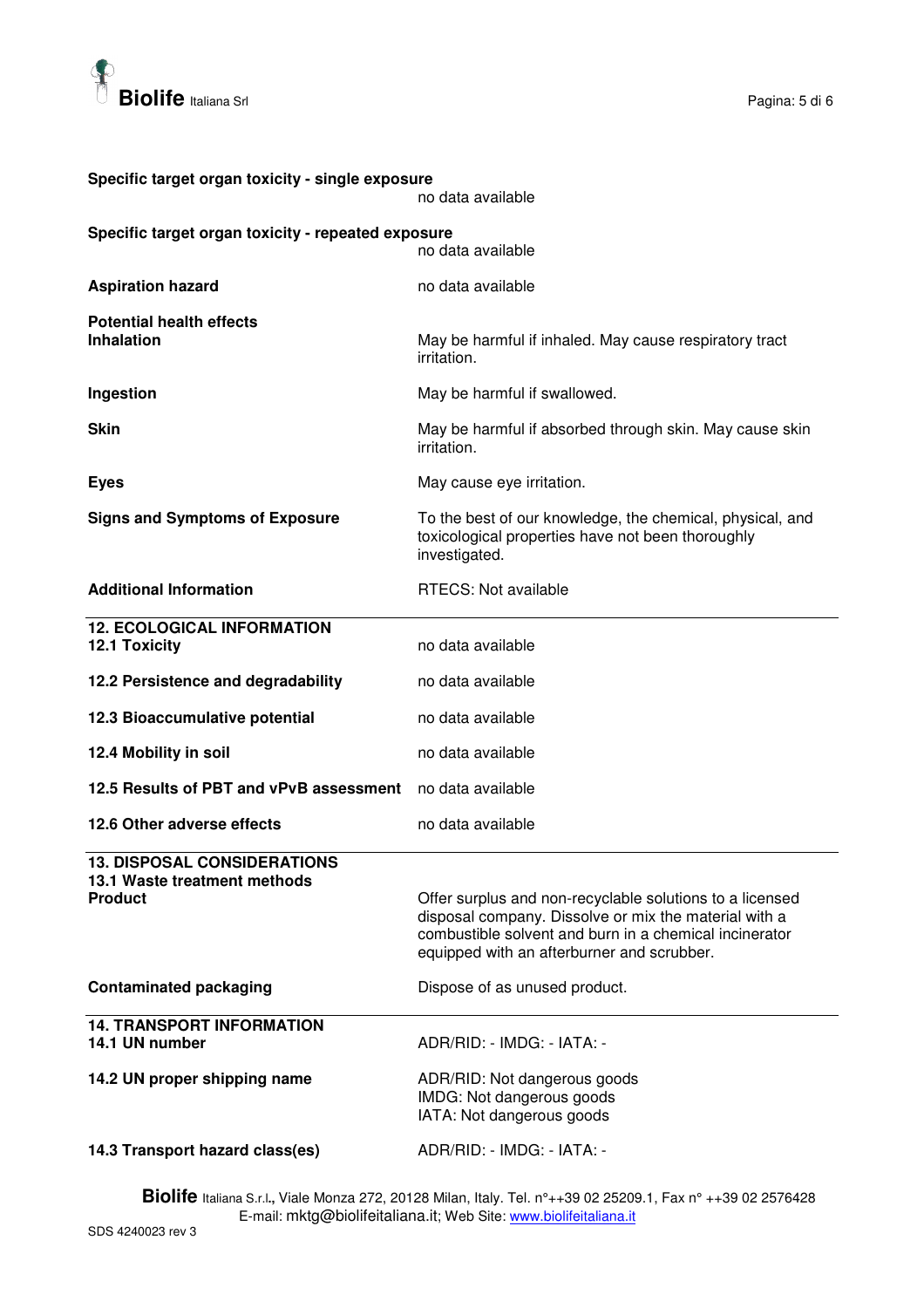**Specific target organ toxicity - single exposure**
no data available

**Specific target organ toxicity - repeated exposure**
no data available

**Aspiration hazard** no data available

**Potential health effects**

**Inhalation** May be harmful if inhaled. May cause respiratory tract irritation.

**Ingestion** May be harmful if swallowed.

**Skin** May be harmful if absorbed through skin. May cause skin irritation.

**Eyes** May cause eye irritation.

**Signs and Symptoms of Exposure** To the best of our knowledge, the chemical, physical, and toxicological properties have not been thoroughly investigated.

**Additional Information** RTECS: Not available

## 12. ECOLOGICAL INFORMATION

**12.1 Toxicity** no data available

**12.2 Persistence and degradability** no data available

**12.3 Bioaccumulative potential** no data available

**12.4 Mobility in soil** no data available

**12.5 Results of PBT and vPvB assessment** no data available

**12.6 Other adverse effects** no data available

## 13. DISPOSAL CONSIDERATIONS

**13.1 Waste treatment methods**

**Product** Offer surplus and non-recyclable solutions to a licensed disposal company. Dissolve or mix the material with a combustible solvent and burn in a chemical incinerator equipped with an afterburner and scrubber.

**Contaminated packaging** Dispose of as unused product.

## 14. TRANSPORT INFORMATION

**14.1 UN number** ADR/RID: - IMDG: - IATA: -

**14.2 UN proper shipping name**
ADR/RID: Not dangerous goods
IMDG: Not dangerous goods
IATA: Not dangerous goods

**14.3 Transport hazard class(es)** ADR/RID: - IMDG: - IATA: -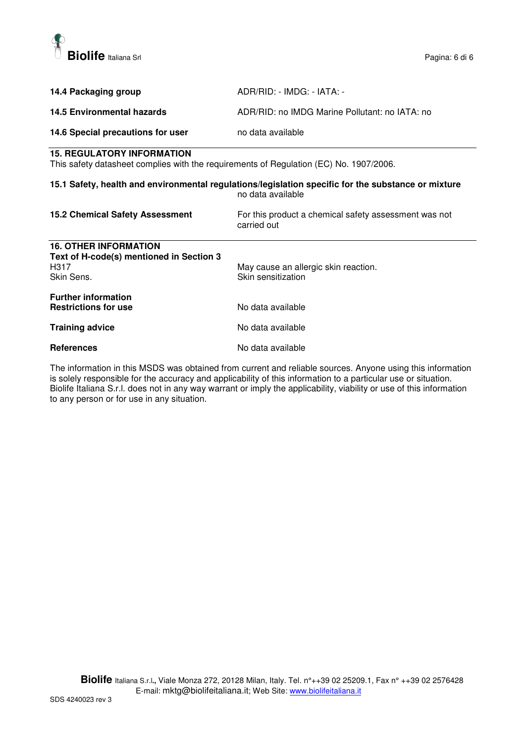| | |
|---|---|
| **14.4 Packaging group** | ADR/RID: - IMDG: - IATA: - |
| **14.5 Environmental hazards** | ADR/RID: no IMDG Marine Pollutant: no IATA: no |
| **14.6 Special precautions for user** | no data available |

## 15. REGULATORY INFORMATION

This safety datasheet complies with the requirements of Regulation (EC) No. 1907/2006.

**15.1 Safety, health and environmental regulations/legislation specific for the substance or mixture**

no data available

| | |
|---|---|
| **15.2 Chemical Safety Assessment** | For this product a chemical safety assessment was not carried out |

## 16. OTHER INFORMATION

**Text of H-code(s) mentioned in Section 3**

| | |
|---|---|
| H317 | May cause an allergic skin reaction. |
| Skin Sens. | Skin sensitization |

**Further information**

| | |
|---|---|
| **Restrictions for use** | No data available |
| **Training advice** | No data available |
| **References** | No data available |

The information in this MSDS was obtained from current and reliable sources. Anyone using this information is solely responsible for the accuracy and applicability of this information to a particular use or situation. Biolife Italiana S.r.l. does not in any way warrant or imply the applicability, viability or use of this information to any person or for use in any situation.